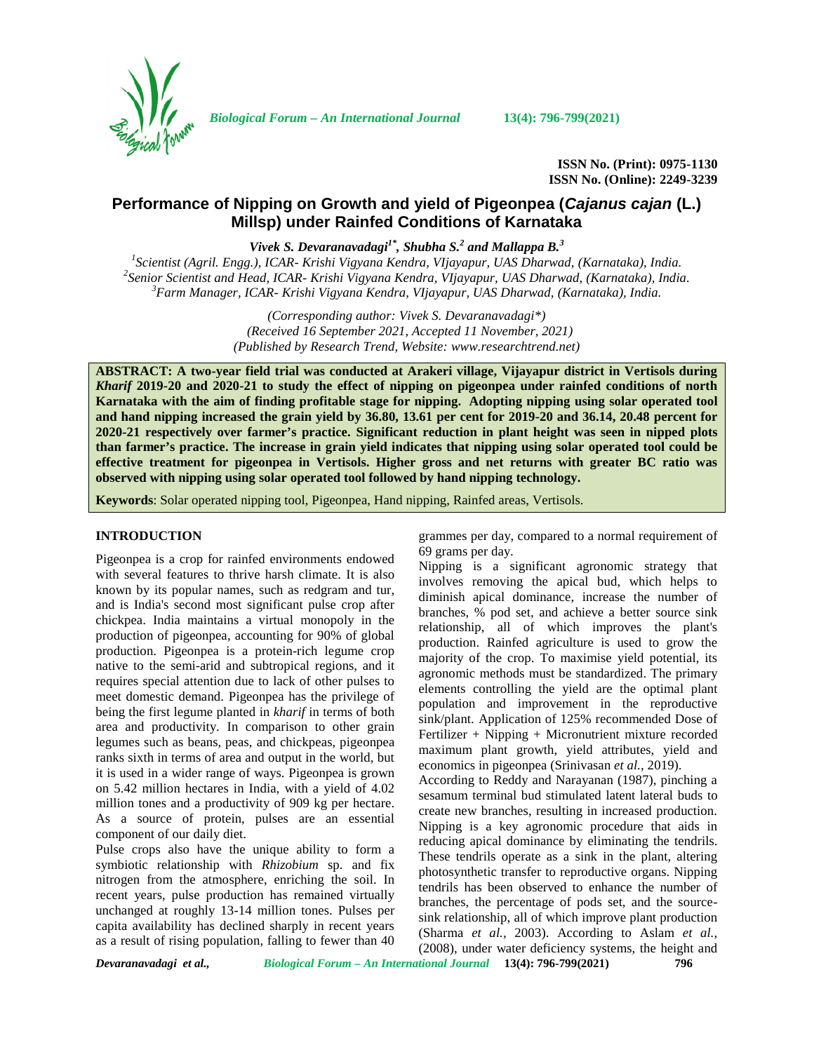**ISSN No. (Print): 0975-1130**
**ISSN No. (Online): 2249-3239**

# Performance of Nipping on Growth and yield of Pigeonpea (*Cajanus cajan* (L.) Millsp) under Rainfed Conditions of Karnataka

***Vivek S. Devaranavadagi[1*], Shubha S.[2] and Mallappa B.[3]***

[1]Scientist (Agril. Engg.), ICAR- Krishi Vigyana Kendra, VIjayapur, UAS Dharwad, (Karnataka), India.
[2]Senior Scientist and Head, ICAR- Krishi Vigyana Kendra, VIjayapur, UAS Dharwad, (Karnataka), India.
[3]Farm Manager, ICAR- Krishi Vigyana Kendra, VIjayapur, UAS Dharwad, (Karnataka), India.

*(Corresponding author: Vivek S. Devaranavadagi\*)*
*(Received 16 September 2021, Accepted 11 November, 2021)*
*(Published by Research Trend, Website: www.researchtrend.net)*

**ABSTRACT: A two-year field trial was conducted at Arakeri village, Vijayapur district in Vertisols during *Kharif* 2019-20 and 2020-21 to study the effect of nipping on pigeonpea under rainfed conditions of north Karnataka with the aim of finding profitable stage for nipping. Adopting nipping using solar operated tool and hand nipping increased the grain yield by 36.80, 13.61 per cent for 2019-20 and 36.14, 20.48 percent for 2020-21 respectively over farmer's practice. Significant reduction in plant height was seen in nipped plots than farmer's practice. The increase in grain yield indicates that nipping using solar operated tool could be effective treatment for pigeonpea in Vertisols. Higher gross and net returns with greater BC ratio was observed with nipping using solar operated tool followed by hand nipping technology.**

**Keywords**: Solar operated nipping tool, Pigeonpea, Hand nipping, Rainfed areas, Vertisols.

## INTRODUCTION

Pigeonpea is a crop for rainfed environments endowed with several features to thrive harsh climate. It is also known by its popular names, such as redgram and tur, and is India's second most significant pulse crop after chickpea. India maintains a virtual monopoly in the production of pigeonpea, accounting for 90% of global production. Pigeonpea is a protein-rich legume crop native to the semi-arid and subtropical regions, and it requires special attention due to lack of other pulses to meet domestic demand. Pigeonpea has the privilege of being the first legume planted in *kharif* in terms of both area and productivity. In comparison to other grain legumes such as beans, peas, and chickpeas, pigeonpea ranks sixth in terms of area and output in the world, but it is used in a wider range of ways. Pigeonpea is grown on 5.42 million hectares in India, with a yield of 4.02 million tones and a productivity of 909 kg per hectare. As a source of protein, pulses are an essential component of our daily diet.

Pulse crops also have the unique ability to form a symbiotic relationship with *Rhizobium* sp. and fix nitrogen from the atmosphere, enriching the soil. In recent years, pulse production has remained virtually unchanged at roughly 13-14 million tones. Pulses per capita availability has declined sharply in recent years as a result of rising population, falling to fewer than 40 grammes per day, compared to a normal requirement of 69 grams per day.

Nipping is a significant agronomic strategy that involves removing the apical bud, which helps to diminish apical dominance, increase the number of branches, % pod set, and achieve a better source sink relationship, all of which improves the plant's production. Rainfed agriculture is used to grow the majority of the crop. To maximise yield potential, its agronomic methods must be standardized. The primary elements controlling the yield are the optimal plant population and improvement in the reproductive sink/plant. Application of 125% recommended Dose of Fertilizer + Nipping + Micronutrient mixture recorded maximum plant growth, yield attributes, yield and economics in pigeonpea (Srinivasan *et al.*, 2019).

According to Reddy and Narayanan (1987), pinching a sesamum terminal bud stimulated latent lateral buds to create new branches, resulting in increased production. Nipping is a key agronomic procedure that aids in reducing apical dominance by eliminating the tendrils. These tendrils operate as a sink in the plant, altering photosynthetic transfer to reproductive organs. Nipping tendrils has been observed to enhance the number of branches, the percentage of pods set, and the source-sink relationship, all of which improve plant production (Sharma *et al.,* 2003). According to Aslam *et al.,* (2008), under water deficiency systems, the height and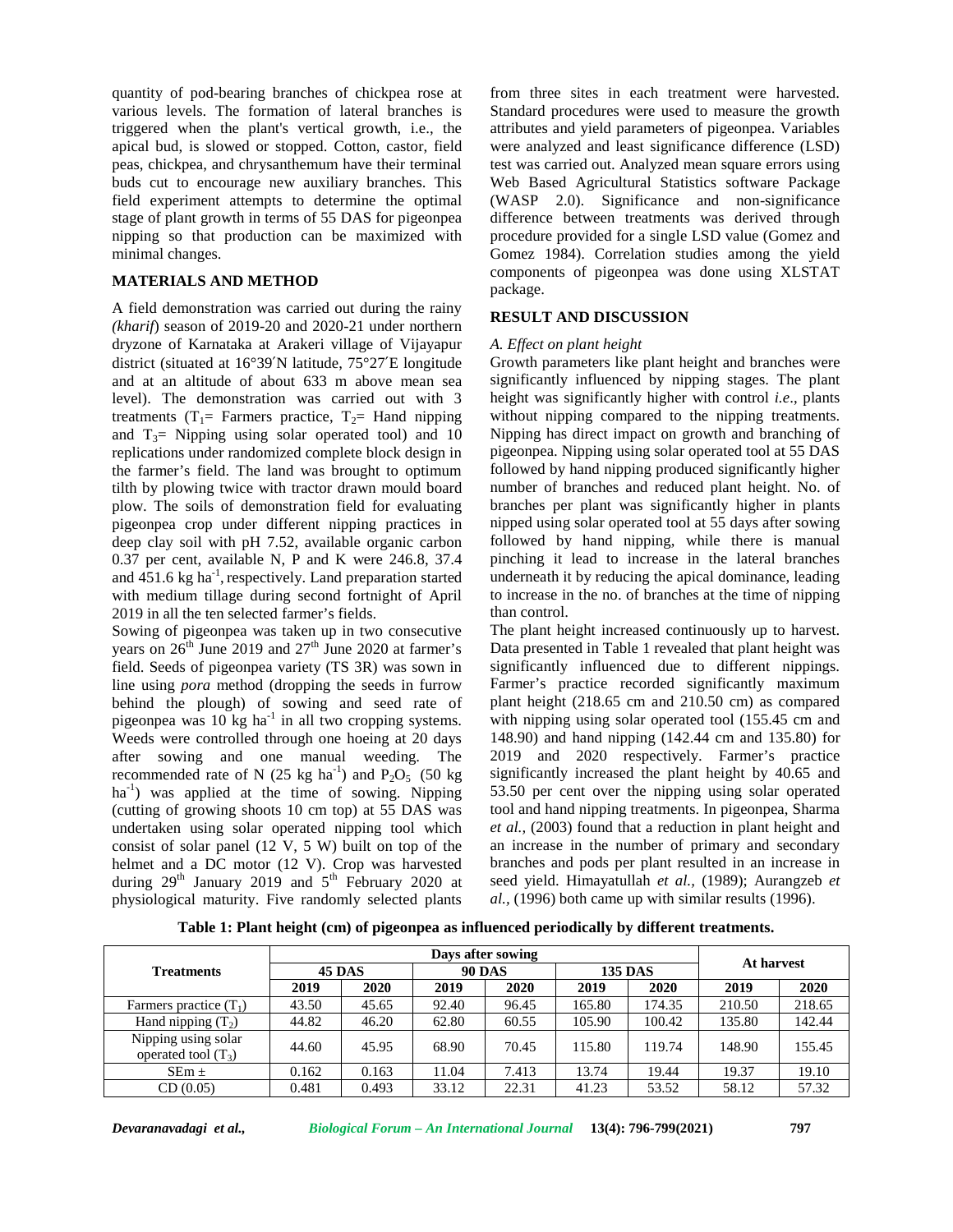quantity of pod-bearing branches of chickpea rose at various levels. The formation of lateral branches is triggered when the plant's vertical growth, i.e., the apical bud, is slowed or stopped. Cotton, castor, field peas, chickpea, and chrysanthemum have their terminal buds cut to encourage new auxiliary branches. This field experiment attempts to determine the optimal stage of plant growth in terms of 55 DAS for pigeonpea nipping so that production can be maximized with minimal changes.

## MATERIALS AND METHOD

A field demonstration was carried out during the rainy (*kharif*) season of 2019-20 and 2020-21 under northern dryzone of Karnataka at Arakeri village of Vijayapur district (situated at 16°39′N latitude, 75°27′E longitude and at an altitude of about 633 m above mean sea level). The demonstration was carried out with 3 treatments ($T_1$= Farmers practice, $T_2$= Hand nipping and $T_3$= Nipping using solar operated tool) and 10 replications under randomized complete block design in the farmer's field. The land was brought to optimum tilth by plowing twice with tractor drawn mould board plow. The soils of demonstration field for evaluating pigeonpea crop under different nipping practices in deep clay soil with pH 7.52, available organic carbon 0.37 per cent, available N, P and K were 246.8, 37.4 and 451.6 kg $ha^{-1}$, respectively. Land preparation started with medium tillage during second fortnight of April 2019 in all the ten selected farmer's fields.

Sowing of pigeonpea was taken up in two consecutive years on 26th June 2019 and 27th June 2020 at farmer's field. Seeds of pigeonpea variety (TS 3R) was sown in line using *pora* method (dropping the seeds in furrow behind the plough) of sowing and seed rate of pigeonpea was 10 kg $ha^{-1}$ in all two cropping systems. Weeds were controlled through one hoeing at 20 days after sowing and one manual weeding. The recommended rate of N (25 kg $ha^{-1}$) and $P_2O_5$ (50 kg $ha^{-1}$) was applied at the time of sowing. Nipping (cutting of growing shoots 10 cm top) at 55 DAS was undertaken using solar operated nipping tool which consist of solar panel (12 V, 5 W) built on top of the helmet and a DC motor (12 V). Crop was harvested during 29th January 2019 and 5th February 2020 at physiological maturity. Five randomly selected plants from three sites in each treatment were harvested. Standard procedures were used to measure the growth attributes and yield parameters of pigeonpea. Variables were analyzed and least significance difference (LSD) test was carried out. Analyzed mean square errors using Web Based Agricultural Statistics software Package (WASP 2.0). Significance and non-significance difference between treatments was derived through procedure provided for a single LSD value (Gomez and Gomez 1984). Correlation studies among the yield components of pigeonpea was done using XLSTAT package.

## RESULT AND DISCUSSION

### *A. Effect on plant height*

Growth parameters like plant height and branches were significantly influenced by nipping stages. The plant height was significantly higher with control *i.e*., plants without nipping compared to the nipping treatments. Nipping has direct impact on growth and branching of pigeonpea. Nipping using solar operated tool at 55 DAS followed by hand nipping produced significantly higher number of branches and reduced plant height. No. of branches per plant was significantly higher in plants nipped using solar operated tool at 55 days after sowing followed by hand nipping, while there is manual pinching it lead to increase in the lateral branches underneath it by reducing the apical dominance, leading to increase in the no. of branches at the time of nipping than control.

The plant height increased continuously up to harvest. Data presented in Table 1 revealed that plant height was significantly influenced due to different nippings. Farmer's practice recorded significantly maximum plant height (218.65 cm and 210.50 cm) as compared with nipping using solar operated tool (155.45 cm and 148.90) and hand nipping (142.44 cm and 135.80) for 2019 and 2020 respectively. Farmer's practice significantly increased the plant height by 40.65 and 53.50 per cent over the nipping using solar operated tool and hand nipping treatments. In pigeonpea, Sharma *et al.,* (2003) found that a reduction in plant height and an increase in the number of primary and secondary branches and pods per plant resulted in an increase in seed yield. Himayatullah *et al.,* (1989); Aurangzeb *et al.,* (1996) both came up with similar results (1996).

**Table 1: Plant height (cm) of pigeonpea as influenced periodically by different treatments.**

| Treatments | Days after sowing | | | | | | At harvest | |
|---|---|---|---|---|---|---|---|---|
| | 45 DAS | | 90 DAS | | 135 DAS | | | |
| | 2019 | 2020 | 2019 | 2020 | 2019 | 2020 | 2019 | 2020 |
| Farmers practice ($T_1$) | 43.50 | 45.65 | 92.40 | 96.45 | 165.80 | 174.35 | 210.50 | 218.65 |
| Hand nipping ($T_2$) | 44.82 | 46.20 | 62.80 | 60.55 | 105.90 | 100.42 | 135.80 | 142.44 |
| Nipping using solar operated tool ($T_3$) | 44.60 | 45.95 | 68.90 | 70.45 | 115.80 | 119.74 | 148.90 | 155.45 |
| SEm ± | 0.162 | 0.163 | 11.04 | 7.413 | 13.74 | 19.44 | 19.37 | 19.10 |
| CD (0.05) | 0.481 | 0.493 | 33.12 | 22.31 | 41.23 | 53.52 | 58.12 | 57.32 |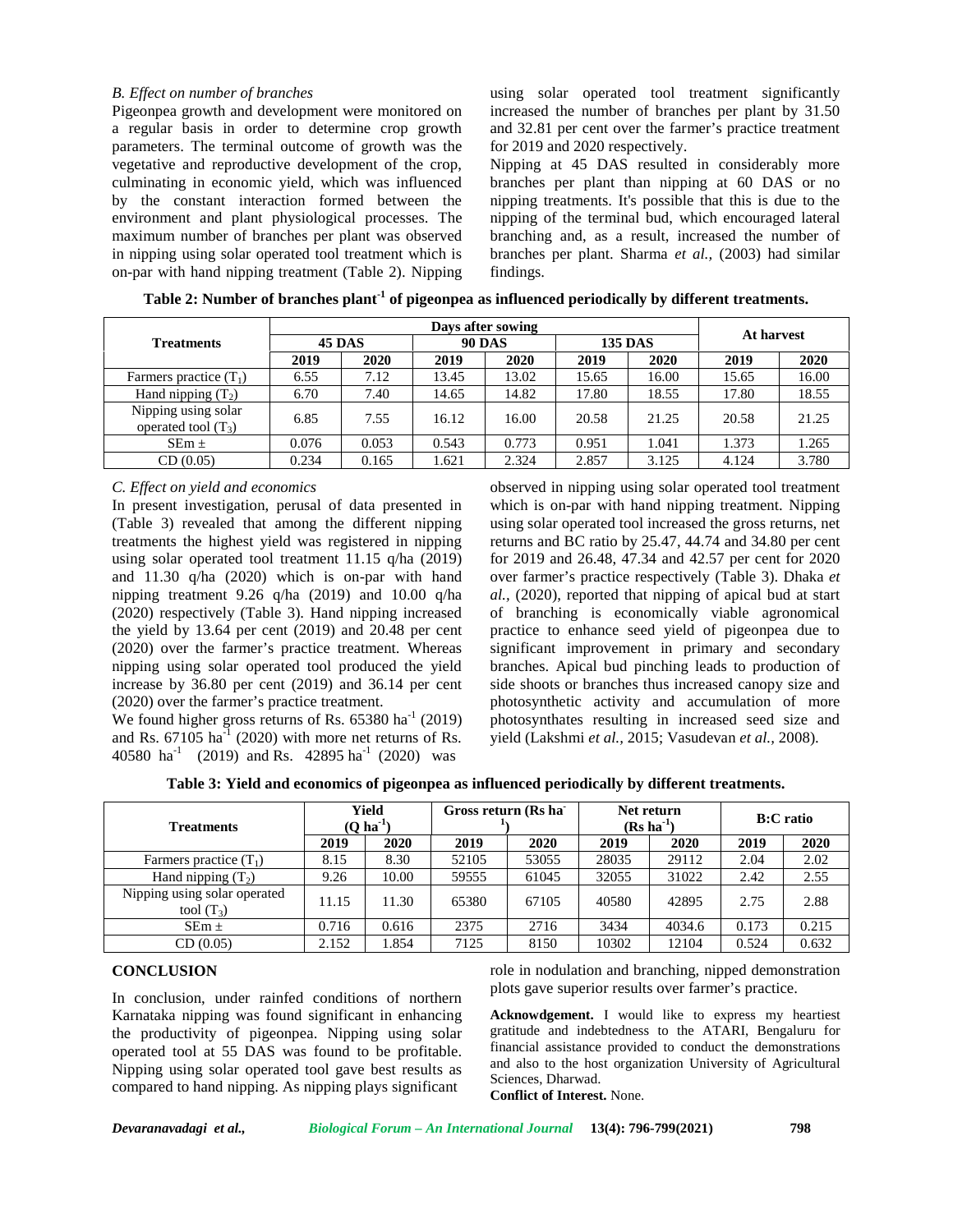### B. Effect on number of branches

Pigeonpea growth and development were monitored on a regular basis in order to determine crop growth parameters. The terminal outcome of growth was the vegetative and reproductive development of the crop, culminating in economic yield, which was influenced by the constant interaction formed between the environment and plant physiological processes. The maximum number of branches per plant was observed in nipping using solar operated tool treatment which is on-par with hand nipping treatment (Table 2). Nipping using solar operated tool treatment significantly increased the number of branches per plant by 31.50 and 32.81 per cent over the farmer's practice treatment for 2019 and 2020 respectively.

Nipping at 45 DAS resulted in considerably more branches per plant than nipping at 60 DAS or no nipping treatments. It's possible that this is due to the nipping of the terminal bud, which encouraged lateral branching and, as a result, increased the number of branches per plant. Sharma *et al.,* (2003) had similar findings.

**Table 2: Number of branches plant$^{-1}$ of pigeonpea as influenced periodically by different treatments.**

| Treatments | Days after sowing | | | | | | At harvest | |
|---|---|---|---|---|---|---|---|---|
| | 45 DAS | | 90 DAS | | 135 DAS | | | |
| | 2019 | 2020 | 2019 | 2020 | 2019 | 2020 | 2019 | 2020 |
| Farmers practice ($T_1$) | 6.55 | 7.12 | 13.45 | 13.02 | 15.65 | 16.00 | 15.65 | 16.00 |
| Hand nipping ($T_2$) | 6.70 | 7.40 | 14.65 | 14.82 | 17.80 | 18.55 | 17.80 | 18.55 |
| Nipping using solar operated tool ($T_3$) | 6.85 | 7.55 | 16.12 | 16.00 | 20.58 | 21.25 | 20.58 | 21.25 |
| SEm ± | 0.076 | 0.053 | 0.543 | 0.773 | 0.951 | 1.041 | 1.373 | 1.265 |
| CD (0.05) | 0.234 | 0.165 | 1.621 | 2.324 | 2.857 | 3.125 | 4.124 | 3.780 |

### C. Effect on yield and economics

In present investigation, perusal of data presented in (Table 3) revealed that among the different nipping treatments the highest yield was registered in nipping using solar operated tool treatment 11.15 q/ha (2019) and 11.30 q/ha (2020) which is on-par with hand nipping treatment 9.26 q/ha (2019) and 10.00 q/ha (2020) respectively (Table 3). Hand nipping increased the yield by 13.64 per cent (2019) and 20.48 per cent (2020) over the farmer's practice treatment. Whereas nipping using solar operated tool produced the yield increase by 36.80 per cent (2019) and 36.14 per cent (2020) over the farmer's practice treatment.

We found higher gross returns of Rs. 65380 ha$^{-1}$ (2019) and Rs. 67105 ha$^{-1}$ (2020) with more net returns of Rs. 40580 ha$^{-1}$ (2019) and Rs. 42895 ha$^{-1}$ (2020) was observed in nipping using solar operated tool treatment which is on-par with hand nipping treatment. Nipping using solar operated tool increased the gross returns, net returns and BC ratio by 25.47, 44.74 and 34.80 per cent for 2019 and 26.48, 47.34 and 42.57 per cent for 2020 over farmer's practice respectively (Table 3). Dhaka *et al.,* (2020), reported that nipping of apical bud at start of branching is economically viable agronomical practice to enhance seed yield of pigeonpea due to significant improvement in primary and secondary branches. Apical bud pinching leads to production of side shoots or branches thus increased canopy size and photosynthetic activity and accumulation of more photosynthates resulting in increased seed size and yield (Lakshmi *et al.,* 2015; Vasudevan *et al.,* 2008).

**Table 3: Yield and economics of pigeonpea as influenced periodically by different treatments.**

| Treatments | Yield (Q ha$^{-1}$) | | Gross return (Rs ha$^{-1}$) | | Net return (Rs ha$^{-1}$) | | B:C ratio | |
|---|---|---|---|---|---|---|---|---|
| | 2019 | 2020 | 2019 | 2020 | 2019 | 2020 | 2019 | 2020 |
| Farmers practice ($T_1$) | 8.15 | 8.30 | 52105 | 53055 | 28035 | 29112 | 2.04 | 2.02 |
| Hand nipping ($T_2$) | 9.26 | 10.00 | 59555 | 61045 | 32055 | 31022 | 2.42 | 2.55 |
| Nipping using solar operated tool ($T_3$) | 11.15 | 11.30 | 65380 | 67105 | 40580 | 42895 | 2.75 | 2.88 |
| SEm ± | 0.716 | 0.616 | 2375 | 2716 | 3434 | 4034.6 | 0.173 | 0.215 |
| CD (0.05) | 2.152 | 1.854 | 7125 | 8150 | 10302 | 12104 | 0.524 | 0.632 |

## CONCLUSION

In conclusion, under rainfed conditions of northern Karnataka nipping was found significant in enhancing the productivity of pigeonpea. Nipping using solar operated tool at 55 DAS was found to be profitable. Nipping using solar operated tool gave best results as compared to hand nipping. As nipping plays significant role in nodulation and branching, nipped demonstration plots gave superior results over farmer's practice.

**Acknowdgement.** I would like to express my heartiest gratitude and indebtedness to the ATARI, Bengaluru for financial assistance provided to conduct the demonstrations and also to the host organization University of Agricultural Sciences, Dharwad.

**Conflict of Interest.** None.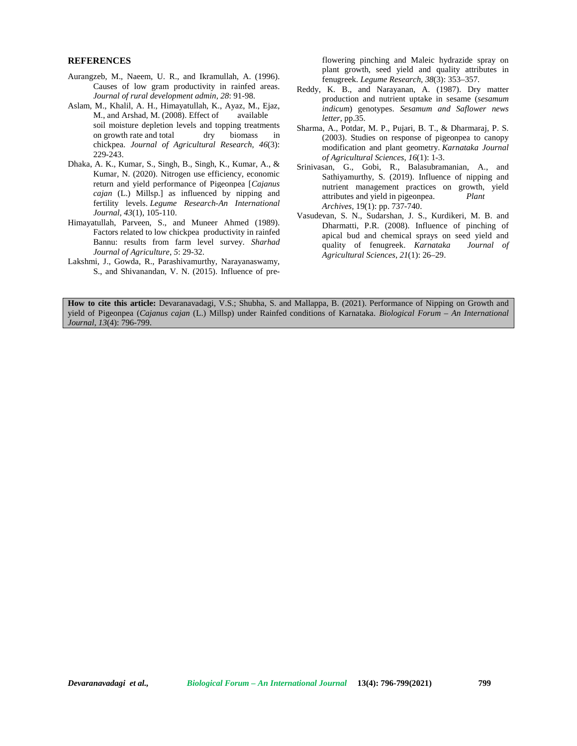## REFERENCES

Aurangzeb, M., Naeem, U. R., and Ikramullah, A. (1996). Causes of low gram productivity in rainfed areas. *Journal of rural development admin, 28*: 91-98.

Aslam, M., Khalil, A. H., Himayatullah, K., Ayaz, M., Ejaz, M., and Arshad, M. (2008). Effect of available soil moisture depletion levels and topping treatments on growth rate and total dry biomass in chickpea. *Journal of Agricultural Research, 46*(3): 229-243.

Dhaka, A. K., Kumar, S., Singh, B., Singh, K., Kumar, A., & Kumar, N. (2020). Nitrogen use efficiency, economic return and yield performance of Pigeonpea [*Cajanus cajan* (L.) Millsp.] as influenced by nipping and fertility levels. *Legume Research-An International Journal, 43*(1), 105-110.

Himayatullah, Parveen, S., and Muneer Ahmed (1989). Factors related to low chickpea productivity in rainfed Bannu: results from farm level survey. *Sharhad Journal of Agriculture, 5*: 29-32.

Lakshmi, J., Gowda, R., Parashivamurthy, Narayanaswamy, S., and Shivanandan, V. N. (2015). Influence of pre-flowering pinching and Maleic hydrazide spray on plant growth, seed yield and quality attributes in fenugreek. *Legume Research, 38*(3): 353–357.

Reddy, K. B., and Narayanan, A. (1987). Dry matter production and nutrient uptake in sesame (*sesamum indicum*) genotypes. *Sesamum and Saflower news letter*, pp.35.

Sharma, A., Potdar, M. P., Pujari, B. T., & Dharmaraj, P. S. (2003). Studies on response of pigeonpea to canopy modification and plant geometry. *Karnataka Journal of Agricultural Sciences, 16*(1): 1-3.

Srinivasan, G., Gobi, R., Balasubramanian, A., and Sathiyamurthy, S. (2019). Influence of nipping and nutrient management practices on growth, yield attributes and yield in pigeonpea. *Plant Archives*, 19(1): pp. 737-740.

Vasudevan, S. N., Sudarshan, J. S., Kurdikeri, M. B. and Dharmatti, P.R. (2008). Influence of pinching of apical bud and chemical sprays on seed yield and quality of fenugreek. *Karnataka Journal of Agricultural Sciences, 21*(1): 26–29.

**How to cite this article:** Devaranavadagi, V.S.; Shubha, S. and Mallappa, B. (2021). Performance of Nipping on Growth and yield of Pigeonpea (*Cajanus cajan* (L.) Millsp) under Rainfed conditions of Karnataka. *Biological Forum – An International Journal, 13*(4): 796-799.